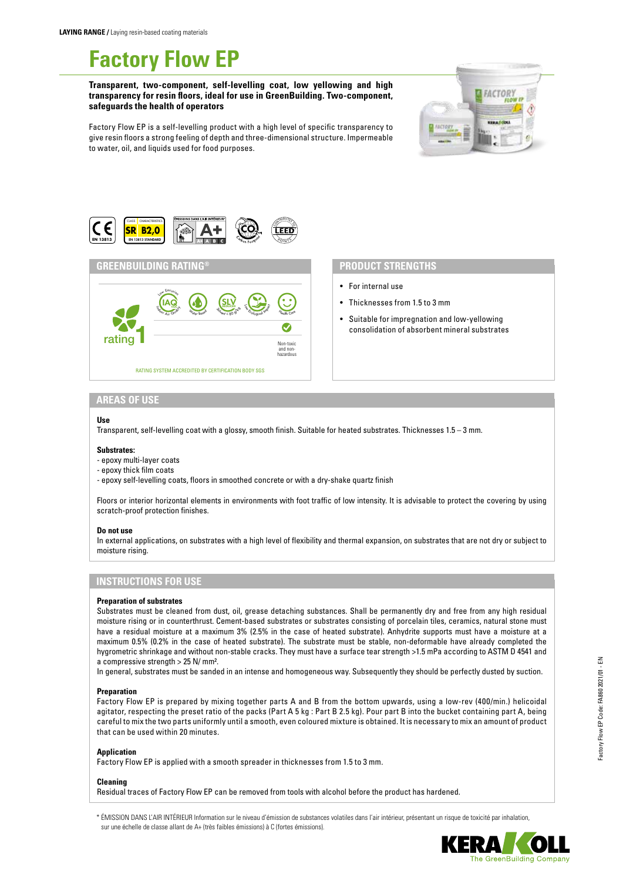**LAYING RANGE /** Laying resin-based coating materials

# Factory Flow EP

**Transparent, two-component, self-levelling coat, low yellowing and high transparency for resin floors, ideal for use in GreenBuilding. Two-component, safeguards the health of operators**

Factory Flow EP is a self-levelling product with a high level of specific transparency to give resin floors a strong feeling of depth and three-dimensional structure. Impermeable to water, oil, and liquids used for food purposes.

## GREENBUILDING RATING®

rating 1

Non-toxic and non-hazardous

RATING SYSTEM ACCREDITED BY CERTIFICATION BODY SGS

## PRODUCT STRENGTHS

- For internal use
- Thicknesses from 1.5 to 3 mm
- Suitable for impregnation and low-yellowing consolidation of absorbent mineral substrates

## AREAS OF USE

**Use**

Transparent, self-levelling coat with a glossy, smooth finish. Suitable for heated substrates. Thicknesses 1.5 – 3 mm.

**Substrates:**

- epoxy multi-layer coats
- epoxy thick film coats
- epoxy self-levelling coats, floors in smoothed concrete or with a dry-shake quartz finish

Floors or interior horizontal elements in environments with foot traffic of low intensity. It is advisable to protect the covering by using scratch-proof protection finishes.

**Do not use**

In external applications, on substrates with a high level of flexibility and thermal expansion, on substrates that are not dry or subject to moisture rising.

## INSTRUCTIONS FOR USE

**Preparation of substrates**

Substrates must be cleaned from dust, oil, grease detaching substances. Shall be permanently dry and free from any high residual moisture rising or in counterthrust. Cement-based substrates or substrates consisting of porcelain tiles, ceramics, natural stone must have a residual moisture at a maximum 3% (2.5% in the case of heated substrate). Anhydrite supports must have a moisture at a maximum 0.5% (0.2% in the case of heated substrate). The substrate must be stable, non-deformable have already completed the hygrometric shrinkage and without non-stable cracks. They must have a surface tear strength >1.5 mPa according to ASTM D 4541 and a compressive strength > 25 N/ mm².

In general, substrates must be sanded in an intense and homogeneous way. Subsequently they should be perfectly dusted by suction.

**Preparation**

Factory Flow EP is prepared by mixing together parts A and B from the bottom upwards, using a low-rev (400/min.) helicoidal agitator, respecting the preset ratio of the packs (Part A 5 kg : Part B 2.5 kg). Pour part B into the bucket containing part A, being careful to mix the two parts uniformly until a smooth, even coloured mixture is obtained. It is necessary to mix an amount of product that can be used within 20 minutes.

**Application**

Factory Flow EP is applied with a smooth spreader in thicknesses from 1.5 to 3 mm.

**Cleaning**

Residual traces of Factory Flow EP can be removed from tools with alcohol before the product has hardened.

\* ÉMISSION DANS L'AIR INTÉRIEUR Information sur le niveau d'émission de substances volatiles dans l'air intérieur, présentant un risque de toxicité par inhalation, sur une échelle de classe allant de A+ (très faibles émissions) à C (fortes émissions).

Factory Flow EP Code: FA860 2021/01 - EN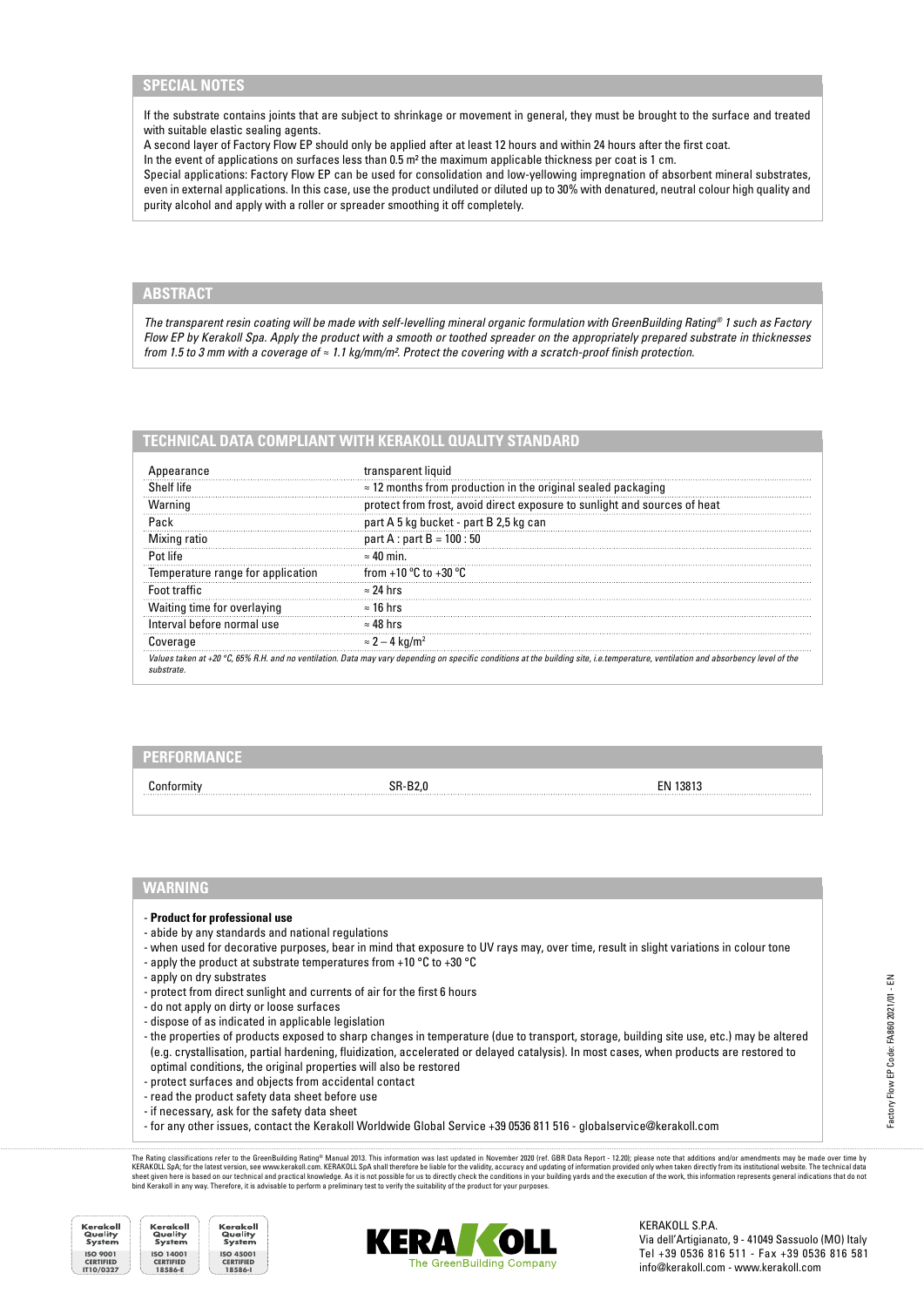## SPECIAL NOTES

If the substrate contains joints that are subject to shrinkage or movement in general, they must be brought to the surface and treated with suitable elastic sealing agents.
A second layer of Factory Flow EP should only be applied after at least 12 hours and within 24 hours after the first coat.
In the event of applications on surfaces less than 0.5 m² the maximum applicable thickness per coat is 1 cm.
Special applications: Factory Flow EP can be used for consolidation and low-yellowing impregnation of absorbent mineral substrates, even in external applications. In this case, use the product undiluted or diluted up to 30% with denatured, neutral colour high quality and purity alcohol and apply with a roller or spreader smoothing it off completely.

## ABSTRACT

*The transparent resin coating will be made with self-levelling mineral organic formulation with GreenBuilding Rating® 1 such as Factory Flow EP by Kerakoll Spa. Apply the product with a smooth or toothed spreader on the appropriately prepared substrate in thicknesses from 1.5 to 3 mm with a coverage of ≈ 1.1 kg/mm/m². Protect the covering with a scratch-proof finish protection.*

## TECHNICAL DATA COMPLIANT WITH KERAKOLL QUALITY STANDARD

| | |
|---|---|
| Appearance | transparent liquid |
| Shelf life | ≈ 12 months from production in the original sealed packaging |
| Warning | protect from frost, avoid direct exposure to sunlight and sources of heat |
| Pack | part A 5 kg bucket - part B 2,5 kg can |
| Mixing ratio | part A : part B = 100 : 50 |
| Pot life | ≈ 40 min. |
| Temperature range for application | from +10 °C to +30 °C |
| Foot traffic | ≈ 24 hrs |
| Waiting time for overlaying | ≈ 16 hrs |
| Interval before normal use | ≈ 48 hrs |
| Coverage | ≈ 2 – 4 kg/m² |

*Values taken at +20 °C, 65% R.H. and no ventilation. Data may vary depending on specific conditions at the building site, i.e.temperature, ventilation and absorbency level of the substrate.*

## PERFORMANCE

| | | |
|---|---|---|
| Conformity | SR-B2,0 | EN 13813 |

## WARNING

- **Product for professional use**
- abide by any standards and national regulations
- when used for decorative purposes, bear in mind that exposure to UV rays may, over time, result in slight variations in colour tone
- apply the product at substrate temperatures from +10 °C to +30 °C
- apply on dry substrates
- protect from direct sunlight and currents of air for the first 6 hours
- do not apply on dirty or loose surfaces
- dispose of as indicated in applicable legislation
- the properties of products exposed to sharp changes in temperature (due to transport, storage, building site use, etc.) may be altered (e.g. crystallisation, partial hardening, fluidization, accelerated or delayed catalysis). In most cases, when products are restored to optimal conditions, the original properties will also be restored
- protect surfaces and objects from accidental contact
- read the product safety data sheet before use
- if necessary, ask for the safety data sheet
- for any other issues, contact the Kerakoll Worldwide Global Service +39 0536 811 516 - globalservice@kerakoll.com

The Rating classifications refer to the GreenBuilding Rating® Manual 2013. This information was last updated in November 2020 (ref. GBR Data Report - 12.20); please note that additions and/or amendments may be made over time by KERAKOLL SpA; for the latest version, see www.kerakoll.com. KERAKOLL SpA shall therefore be liable for the validity, accuracy and updating of information provided only when taken directly from its institutional website. The technical data sheet given here is based on our technical and practical knowledge. As it is not possible for us to directly check the conditions in your building yards and the execution of the work, this information represents general indications that do not bind Kerakoll in any way. Therefore, it is advisable to perform a preliminary test to verify the suitability of the product for your purposes.

Kerakoll Quality System ISO 9001 CERTIFIED IT10/0327 — Kerakoll Quality System ISO 14001 CERTIFIED 18586-E — Kerakoll Quality System ISO 45001 CERTIFIED 18586-I

KERAKOLL The GreenBuilding Company

KERAKOLL S.P.A.
Via dell'Artigianato, 9 - 41049 Sassuolo (MO) Italy
Tel +39 0536 816 511 - Fax +39 0536 816 581
info@kerakoll.com - www.kerakoll.com

Factory Flow EP Code: FA860 2021/01 - EN